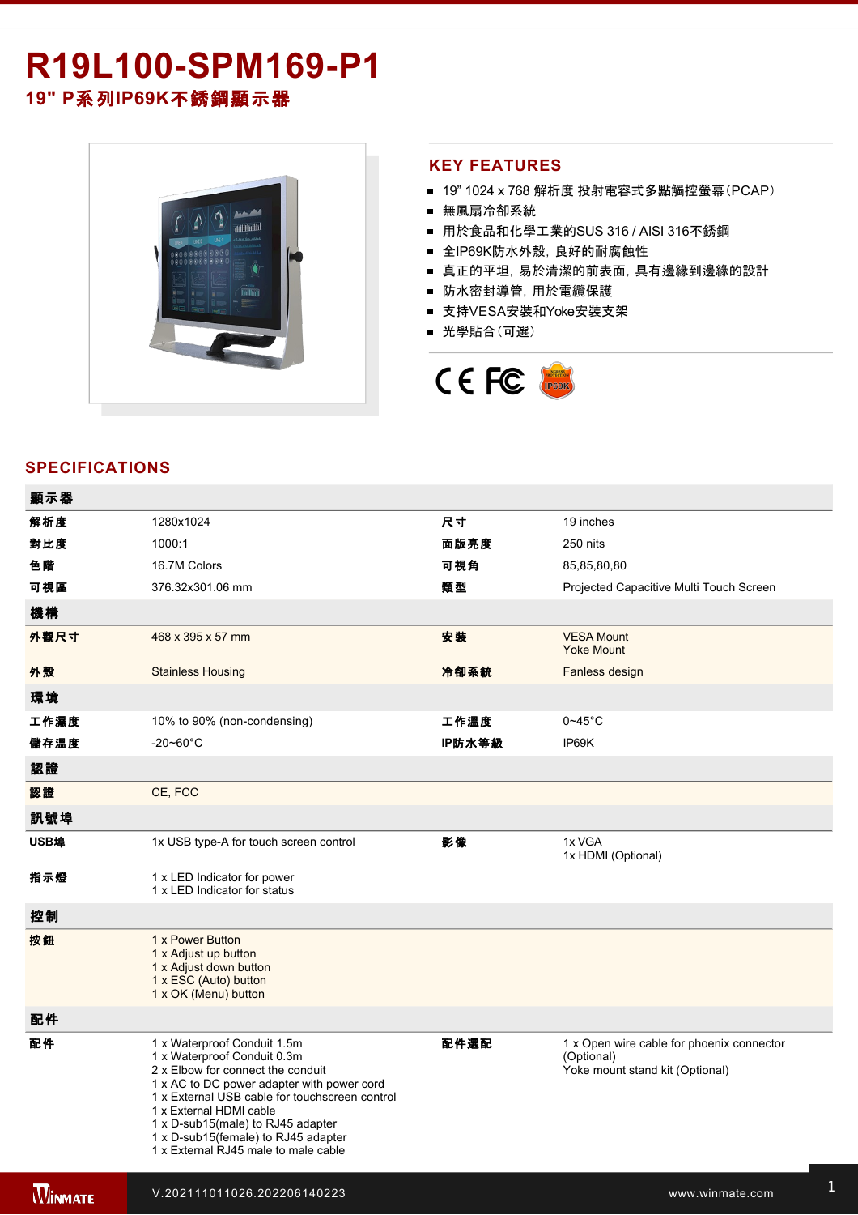# R19L100-SPM169-P1

## 19" P系列IP69K不銹鋼顯示器

## KEY FEATURES

- 19" 1024 x 768 解析度 投射電容式多點觸控螢幕(PCAP)
- 無風扇冷卻系統
- 用於食品和化學工業的SUS 316 / AISI 316不銹鋼
- 全IP69K防水外殼，良好的耐腐蝕性
- 真正的平坦，易於清潔的前表面，具有邊緣到邊緣的設計
- 防水密封導管，用於電纜保護
- 支持VESA安裝和Yoke安裝支架
- 光學貼合(可選)

## SPECIFICATIONS

| 顯示器 | | | |
|---|---|---|---|
| 解析度 | 1280x1024 | 尺寸 | 19 inches |
| 對比度 | 1000:1 | 面版亮度 | 250 nits |
| 色階 | 16.7M Colors | 可視角 | 85,85,80,80 |
| 可視區 | 376.32x301.06 mm | 類型 | Projected Capacitive Multi Touch Screen |
| **機構** | | | |
| 外觀尺寸 | 468 x 395 x 57 mm | 安裝 | VESA Mount<br>Yoke Mount |
| 外殼 | Stainless Housing | 冷卻系統 | Fanless design |
| **環境** | | | |
| 工作濕度 | 10% to 90% (non-condensing) | 工作溫度 | 0~45°C |
| 儲存溫度 | -20~60°C | IP防水等級 | IP69K |
| **認證** | | | |
| 認證 | CE, FCC | | |
| **訊號埠** | | | |
| USB埠 | 1x USB type-A for touch screen control | 影像 | 1x VGA<br>1x HDMI (Optional) |
| 指示燈 | 1 x LED Indicator for power<br>1 x LED Indicator for status | | |
| **控制** | | | |
| 按鈕 | 1 x Power Button<br>1 x Adjust up button<br>1 x Adjust down button<br>1 x ESC (Auto) button<br>1 x OK (Menu) button | | |
| **配件** | | | |
| 配件 | 1 x Waterproof Conduit 1.5m<br>1 x Waterproof Conduit 0.3m<br>2 x Elbow for connect the conduit<br>1 x AC to DC power adapter with power cord<br>1 x External USB cable for touchscreen control<br>1 x External HDMI cable<br>1 x D-sub15(male) to RJ45 adapter<br>1 x D-sub15(female) to RJ45 adapter<br>1 x External RJ45 male to male cable | 配件選配 | 1 x Open wire cable for phoenix connector (Optional)<br>Yoke mount stand kit (Optional) |

V.202111011026.202206140223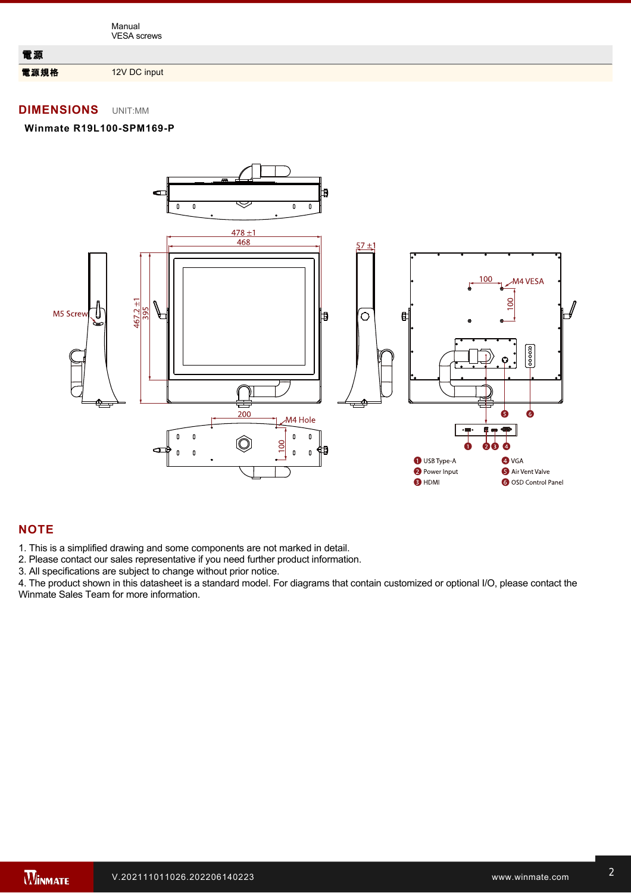| | |
|---|---|
| | Manual<br>VESA screws |
| **電源** | |
| **電源規格** | 12V DC input |

## DIMENSIONS UNIT:MM

**Winmate R19L100-SPM169-P**

478 ±1
468
57 ±1
467.2 ±1
395
M5 Screw
100
M4 VESA
100
200
M4 Hole
100

1 USB Type-A
2 Power Input
3 HDMI
4 VGA
5 Air Vent Valve
6 OSD Control Panel

## NOTE

1. This is a simplified drawing and some components are not marked in detail.
2. Please contact our sales representative if you need further product information.
3. All specifications are subject to change without prior notice.
4. The product shown in this datasheet is a standard model. For diagrams that contain customized or optional I/O, please contact the Winmate Sales Team for more information.